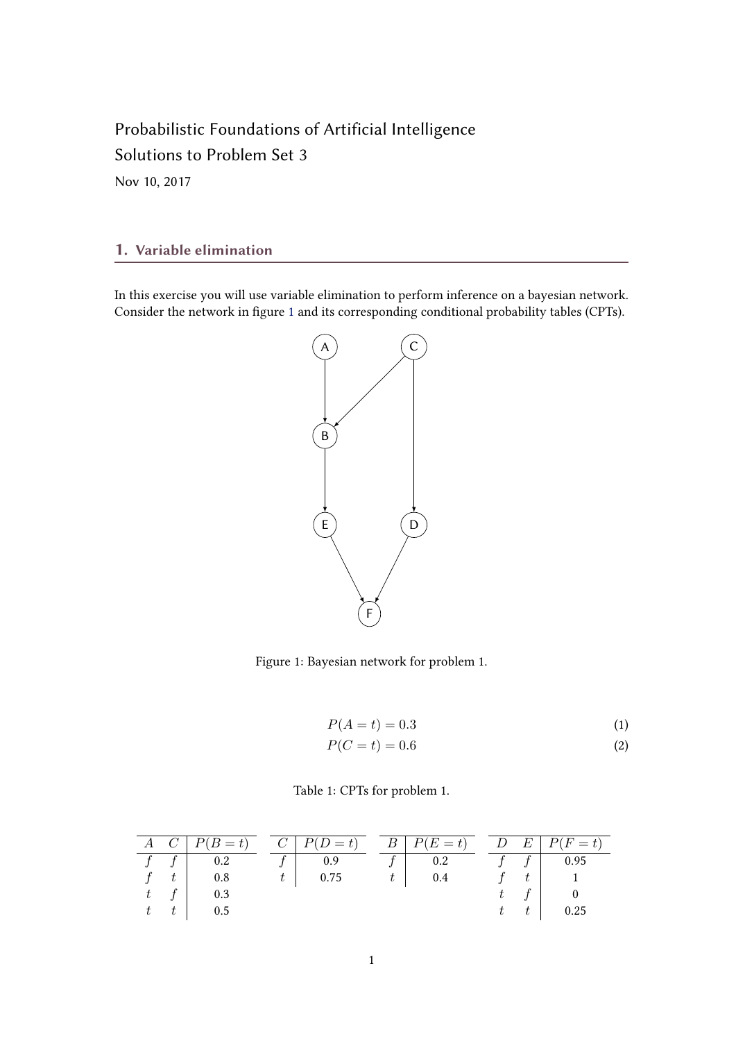Probabilistic Foundations of Artificial Intelligence

Solutions to Problem Set 3

Nov 10, 2017

## 1. Variable elimination

In this exercise you will use variable elimination to perform inference on a bayesian network. Consider the network in figure 1 and its corresponding conditional probability tables (CPTs).

Figure 1: Bayesian network for problem 1.

$$P(A = t) = 0.3 \tag{1}$$

$$P(C = t) = 0.6 \tag{2}$$

Table 1: CPTs for problem 1.

| $A$ | $C$ | $P(B = t)$ |
|---|---|---|
| $f$ | $f$ | 0.2 |
| $f$ | $t$ | 0.8 |
| $t$ | $f$ | 0.3 |
| $t$ | $t$ | 0.5 |

| $C$ | $P(D = t)$ |
|---|---|
| $f$ | 0.9 |
| $t$ | 0.75 |

| $B$ | $P(E = t)$ |
|---|---|
| $f$ | 0.2 |
| $t$ | 0.4 |

| $D$ | $E$ | $P(F = t)$ |
|---|---|---|
| $f$ | $f$ | 0.95 |
| $f$ | $t$ | 1 |
| $t$ | $f$ | 0 |
| $t$ | $t$ | 0.25 |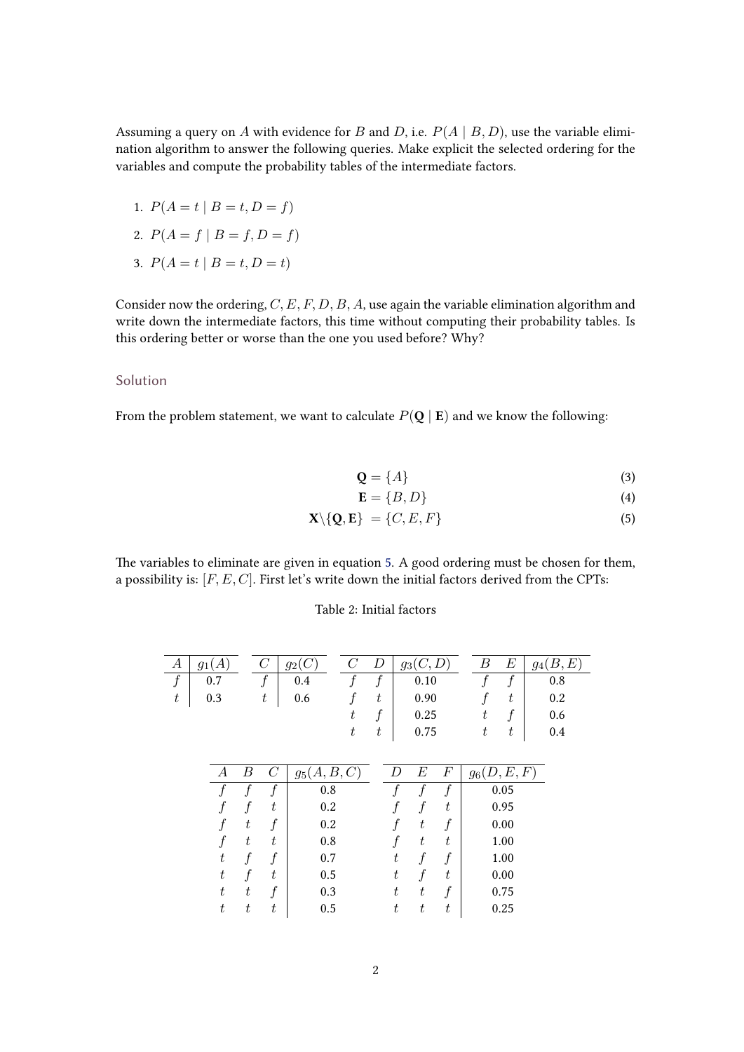Assuming a query on $A$ with evidence for $B$ and $D$, i.e. $P(A \mid B, D)$, use the variable elimination algorithm to answer the following queries. Make explicit the selected ordering for the variables and compute the probability tables of the intermediate factors.

1. $P(A = t \mid B = t, D = f)$
2. $P(A = f \mid B = f, D = f)$
3. $P(A = t \mid B = t, D = t)$

Consider now the ordering, $C, E, F, D, B, A$, use again the variable elimination algorithm and write down the intermediate factors, this time without computing their probability tables. Is this ordering better or worse than the one you used before? Why?

## Solution

From the problem statement, we want to calculate $P(\mathbf{Q} \mid \mathbf{E})$ and we know the following:

$$\mathbf{Q} = \{A\} \tag{3}$$

$$\mathbf{E} = \{B, D\} \tag{4}$$

$$\mathbf{X} \backslash \{\mathbf{Q}, \mathbf{E}\} = \{C, E, F\} \tag{5}$$

The variables to eliminate are given in equation 5. A good ordering must be chosen for them, a possibility is: $[F, E, C]$. First let's write down the initial factors derived from the CPTs:

Table 2: Initial factors

| $A$ | $g_1(A)$ |
|---|---|
| $f$ | 0.7 |
| $t$ | 0.3 |

| $C$ | $g_2(C)$ |
|---|---|
| $f$ | 0.4 |
| $t$ | 0.6 |

| $C$ | $D$ | $g_3(C, D)$ |
|---|---|---|
| $f$ | $f$ | 0.10 |
| $f$ | $t$ | 0.90 |
| $t$ | $f$ | 0.25 |
| $t$ | $t$ | 0.75 |

| $B$ | $E$ | $g_4(B, E)$ |
|---|---|---|
| $f$ | $f$ | 0.8 |
| $f$ | $t$ | 0.2 |
| $t$ | $f$ | 0.6 |
| $t$ | $t$ | 0.4 |

| $A$ | $B$ | $C$ | $g_5(A, B, C)$ |
|---|---|---|---|
| $f$ | $f$ | $f$ | 0.8 |
| $f$ | $f$ | $t$ | 0.2 |
| $f$ | $t$ | $f$ | 0.2 |
| $f$ | $t$ | $t$ | 0.8 |
| $t$ | $f$ | $f$ | 0.7 |
| $t$ | $f$ | $t$ | 0.5 |
| $t$ | $t$ | $f$ | 0.3 |
| $t$ | $t$ | $t$ | 0.5 |

| $D$ | $E$ | $F$ | $g_6(D, E, F)$ |
|---|---|---|---|
| $f$ | $f$ | $f$ | 0.05 |
| $f$ | $f$ | $t$ | 0.95 |
| $f$ | $t$ | $f$ | 0.00 |
| $f$ | $t$ | $t$ | 1.00 |
| $t$ | $f$ | $f$ | 1.00 |
| $t$ | $f$ | $t$ | 0.00 |
| $t$ | $t$ | $f$ | 0.75 |
| $t$ | $t$ | $t$ | 0.25 |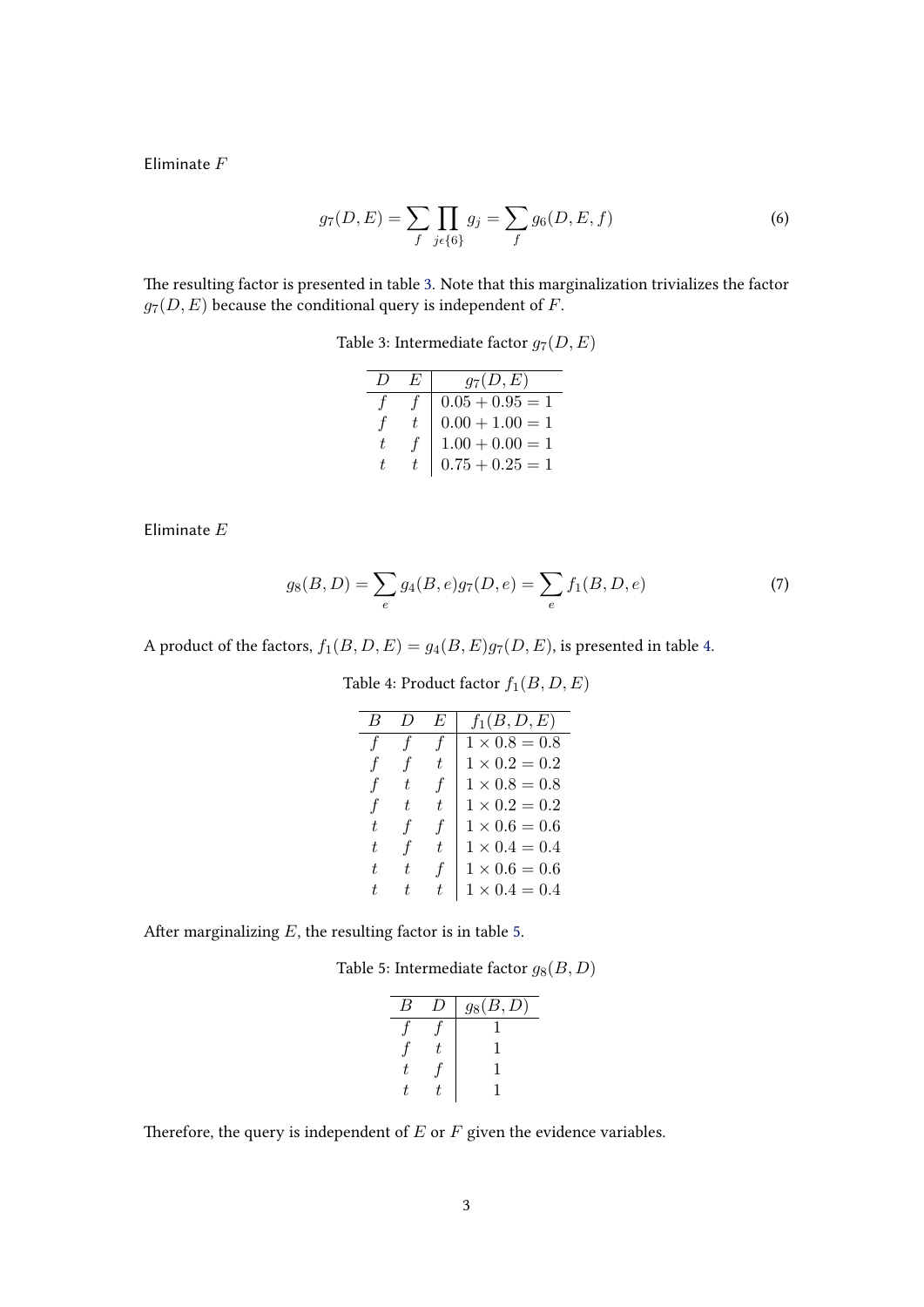Eliminate $F$

$$g_7(D,E) = \sum_f \prod_{j \epsilon \{6\}} g_j = \sum_f g_6(D,E,f) \tag{6}$$

The resulting factor is presented in table 3. Note that this marginalization trivializes the factor $g_7(D,E)$ because the conditional query is independent of $F$.

Table 3: Intermediate factor $g_7(D,E)$

| $D$ | $E$ | $g_7(D,E)$ |
|---|---|---|
| $f$ | $f$ | $0.05 + 0.95 = 1$ |
| $f$ | $t$ | $0.00 + 1.00 = 1$ |
| $t$ | $f$ | $1.00 + 0.00 = 1$ |
| $t$ | $t$ | $0.75 + 0.25 = 1$ |

Eliminate $E$

$$g_8(B,D) = \sum_e g_4(B,e) g_7(D,e) = \sum_e f_1(B,D,e) \tag{7}$$

A product of the factors, $f_1(B,D,E) = g_4(B,E)g_7(D,E)$, is presented in table 4.

Table 4: Product factor $f_1(B,D,E)$

| $B$ | $D$ | $E$ | $f_1(B,D,E)$ |
|---|---|---|---|
| $f$ | $f$ | $f$ | $1 \times 0.8 = 0.8$ |
| $f$ | $f$ | $t$ | $1 \times 0.2 = 0.2$ |
| $f$ | $t$ | $f$ | $1 \times 0.8 = 0.8$ |
| $f$ | $t$ | $t$ | $1 \times 0.2 = 0.2$ |
| $t$ | $f$ | $f$ | $1 \times 0.6 = 0.6$ |
| $t$ | $f$ | $t$ | $1 \times 0.4 = 0.4$ |
| $t$ | $t$ | $f$ | $1 \times 0.6 = 0.6$ |
| $t$ | $t$ | $t$ | $1 \times 0.4 = 0.4$ |

After marginalizing $E$, the resulting factor is in table 5.

Table 5: Intermediate factor $g_8(B,D)$

| $B$ | $D$ | $g_8(B,D)$ |
|---|---|---|
| $f$ | $f$ | 1 |
| $f$ | $t$ | 1 |
| $t$ | $f$ | 1 |
| $t$ | $t$ | 1 |

Therefore, the query is independent of $E$ or $F$ given the evidence variables.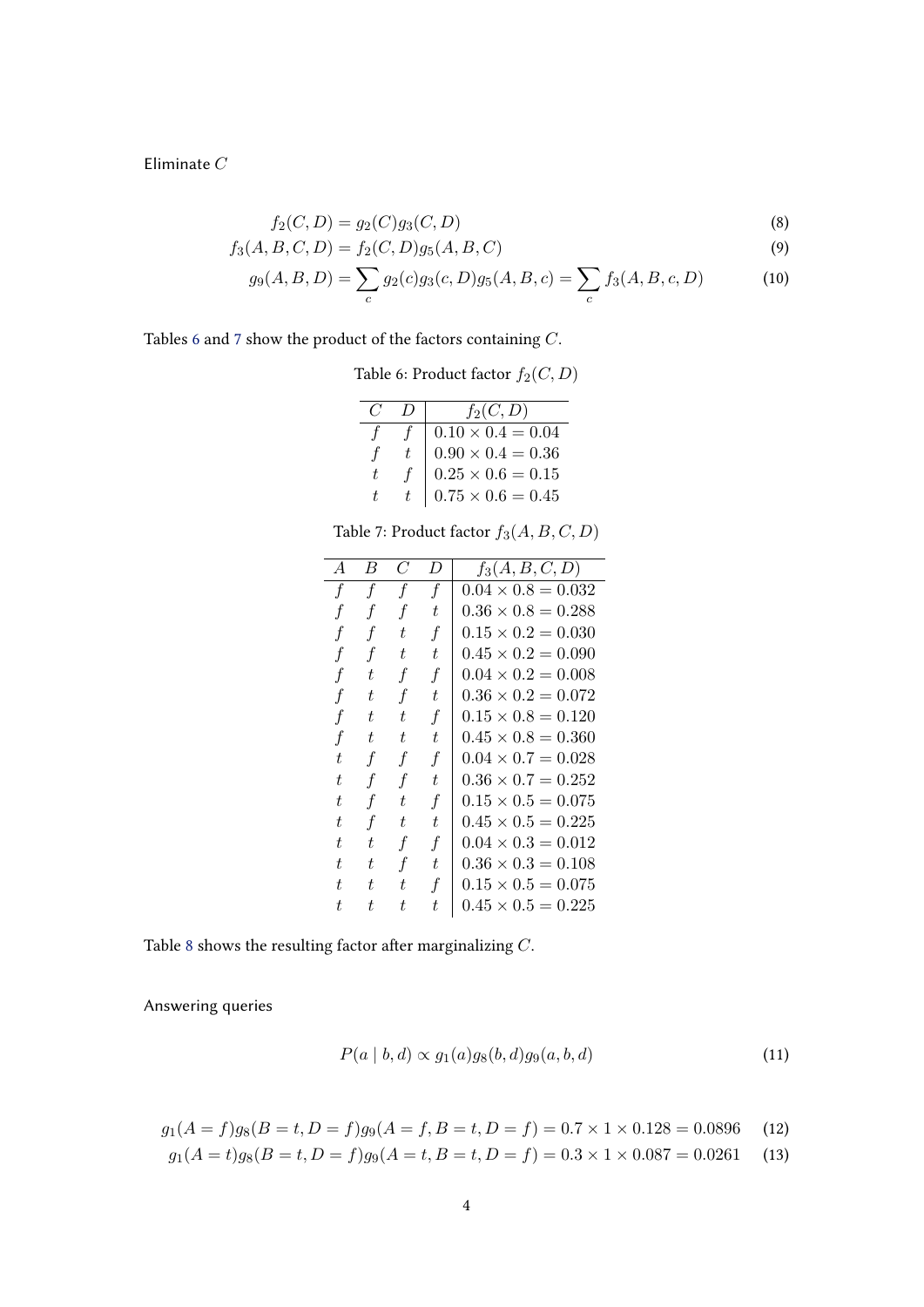Eliminate $C$

$$f_2(C, D) = g_2(C)g_3(C, D) \tag{8}$$

$$f_3(A, B, C, D) = f_2(C, D)g_5(A, B, C) \tag{9}$$

$$g_9(A, B, D) = \sum_c g_2(c)g_3(c, D)g_5(A, B, c) = \sum_c f_3(A, B, c, D) \tag{10}$$

Tables 6 and 7 show the product of the factors containing $C$.

Table 6: Product factor $f_2(C, D)$

| $C$ | $D$ | $f_2(C, D)$ |
|---|---|---|
| $f$ | $f$ | $0.10 \times 0.4 = 0.04$ |
| $f$ | $t$ | $0.90 \times 0.4 = 0.36$ |
| $t$ | $f$ | $0.25 \times 0.6 = 0.15$ |
| $t$ | $t$ | $0.75 \times 0.6 = 0.45$ |

Table 7: Product factor $f_3(A, B, C, D)$

| $A$ | $B$ | $C$ | $D$ | $f_3(A, B, C, D)$ |
|---|---|---|---|---|
| $f$ | $f$ | $f$ | $f$ | $0.04 \times 0.8 = 0.032$ |
| $f$ | $f$ | $f$ | $t$ | $0.36 \times 0.8 = 0.288$ |
| $f$ | $f$ | $t$ | $f$ | $0.15 \times 0.2 = 0.030$ |
| $f$ | $f$ | $t$ | $t$ | $0.45 \times 0.2 = 0.090$ |
| $f$ | $t$ | $f$ | $f$ | $0.04 \times 0.2 = 0.008$ |
| $f$ | $t$ | $f$ | $t$ | $0.36 \times 0.2 = 0.072$ |
| $f$ | $t$ | $t$ | $f$ | $0.15 \times 0.8 = 0.120$ |
| $f$ | $t$ | $t$ | $t$ | $0.45 \times 0.8 = 0.360$ |
| $t$ | $f$ | $f$ | $f$ | $0.04 \times 0.7 = 0.028$ |
| $t$ | $f$ | $f$ | $t$ | $0.36 \times 0.7 = 0.252$ |
| $t$ | $f$ | $t$ | $f$ | $0.15 \times 0.5 = 0.075$ |
| $t$ | $f$ | $t$ | $t$ | $0.45 \times 0.5 = 0.225$ |
| $t$ | $t$ | $f$ | $f$ | $0.04 \times 0.3 = 0.012$ |
| $t$ | $t$ | $f$ | $t$ | $0.36 \times 0.3 = 0.108$ |
| $t$ | $t$ | $t$ | $f$ | $0.15 \times 0.5 = 0.075$ |
| $t$ | $t$ | $t$ | $t$ | $0.45 \times 0.5 = 0.225$ |

Table 8 shows the resulting factor after marginalizing $C$.

Answering queries

$$P(a \mid b, d) \propto g_1(a)g_8(b, d)g_9(a, b, d) \tag{11}$$

$$g_1(A = f)g_8(B = t, D = f)g_9(A = f, B = t, D = f) = 0.7 \times 1 \times 0.128 = 0.0896 \tag{12}$$

$$g_1(A = t)g_8(B = t, D = f)g_9(A = t, B = t, D = f) = 0.3 \times 1 \times 0.087 = 0.0261 \tag{13}$$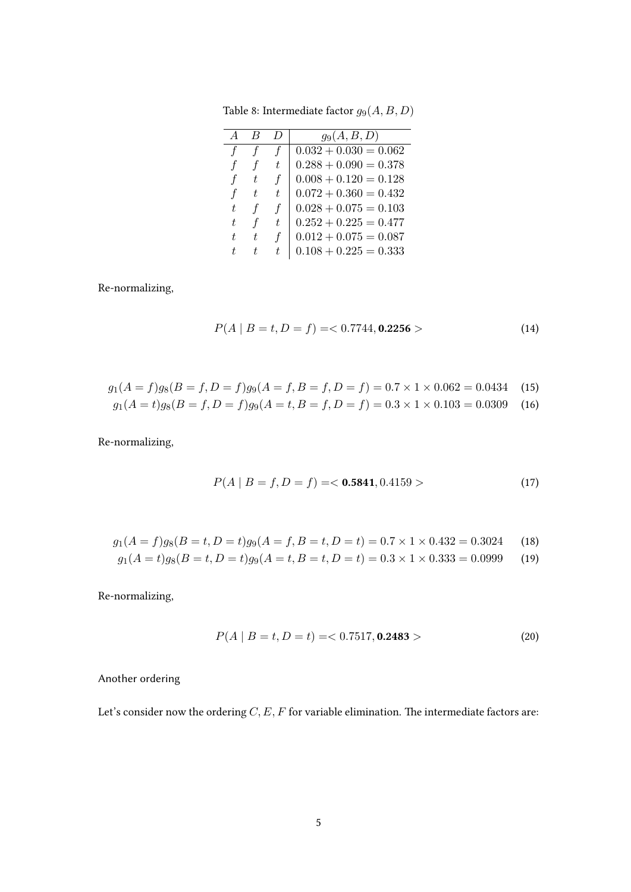Table 8: Intermediate factor $g_9(A, B, D)$

| $A$ | $B$ | $D$ | $g_9(A, B, D)$ |
|---|---|---|---|
| $f$ | $f$ | $f$ | $0.032 + 0.030 = 0.062$ |
| $f$ | $f$ | $t$ | $0.288 + 0.090 = 0.378$ |
| $f$ | $t$ | $f$ | $0.008 + 0.120 = 0.128$ |
| $f$ | $t$ | $t$ | $0.072 + 0.360 = 0.432$ |
| $t$ | $f$ | $f$ | $0.028 + 0.075 = 0.103$ |
| $t$ | $f$ | $t$ | $0.252 + 0.225 = 0.477$ |
| $t$ | $t$ | $f$ | $0.012 + 0.075 = 0.087$ |
| $t$ | $t$ | $t$ | $0.108 + 0.225 = 0.333$ |

Re-normalizing,

$$P(A \mid B = t, D = f) =< 0.7744, \mathbf{0.2256} > \tag{14}$$

$$g_1(A = f)g_8(B = f, D = f)g_9(A = f, B = f, D = f) = 0.7 \times 1 \times 0.062 = 0.0434 \tag{15}$$

$$g_1(A = t)g_8(B = f, D = f)g_9(A = t, B = f, D = f) = 0.3 \times 1 \times 0.103 = 0.0309 \tag{16}$$

Re-normalizing,

$$P(A \mid B = f, D = f) =< \mathbf{0.5841}, 0.4159 > \tag{17}$$

$$g_1(A = f)g_8(B = t, D = t)g_9(A = f, B = t, D = t) = 0.7 \times 1 \times 0.432 = 0.3024 \tag{18}$$

$$g_1(A = t)g_8(B = t, D = t)g_9(A = t, B = t, D = t) = 0.3 \times 1 \times 0.333 = 0.0999 \tag{19}$$

Re-normalizing,

$$P(A \mid B = t, D = t) =< 0.7517, \mathbf{0.2483} > \tag{20}$$

Another ordering

Let's consider now the ordering $C, E, F$ for variable elimination. The intermediate factors are: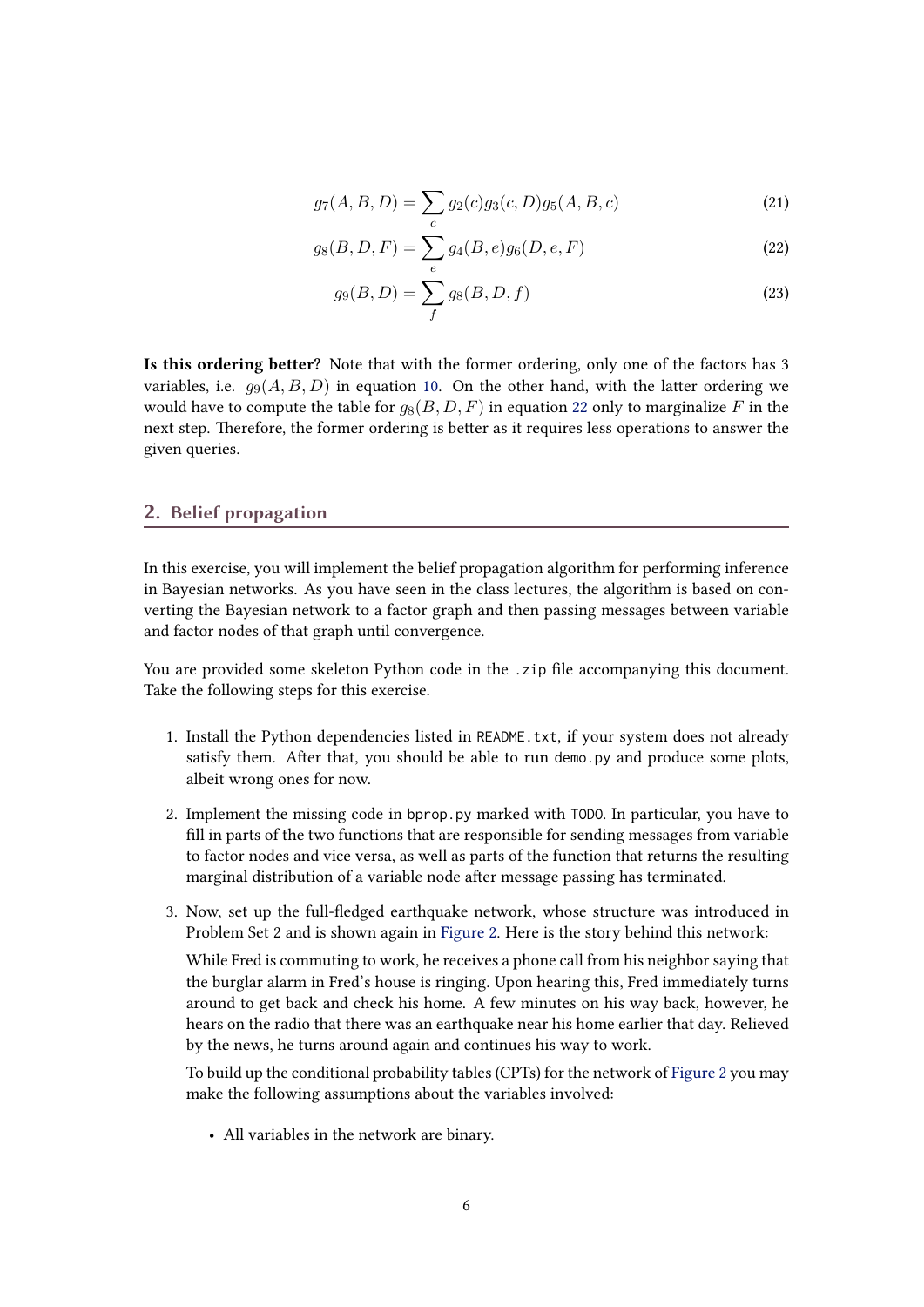$$g_7(A, B, D) = \sum_c g_2(c) g_3(c, D) g_5(A, B, c) \tag{21}$$

$$g_8(B, D, F) = \sum_e g_4(B, e) g_6(D, e, F) \tag{22}$$

$$g_9(B, D) = \sum_f g_8(B, D, f) \tag{23}$$

**Is this ordering better?** Note that with the former ordering, only one of the factors has 3 variables, i.e. $g_9(A, B, D)$ in equation 10. On the other hand, with the latter ordering we would have to compute the table for $g_8(B, D, F)$ in equation 22 only to marginalize $F$ in the next step. Therefore, the former ordering is better as it requires less operations to answer the given queries.

## 2. Belief propagation

In this exercise, you will implement the belief propagation algorithm for performing inference in Bayesian networks. As you have seen in the class lectures, the algorithm is based on converting the Bayesian network to a factor graph and then passing messages between variable and factor nodes of that graph until convergence.

You are provided some skeleton Python code in the `.zip` file accompanying this document. Take the following steps for this exercise.

1. Install the Python dependencies listed in `README.txt`, if your system does not already satisfy them. After that, you should be able to run `demo.py` and produce some plots, albeit wrong ones for now.
2. Implement the missing code in `bprop.py` marked with `TODO`. In particular, you have to fill in parts of the two functions that are responsible for sending messages from variable to factor nodes and vice versa, as well as parts of the function that returns the resulting marginal distribution of a variable node after message passing has terminated.
3. Now, set up the full-fledged earthquake network, whose structure was introduced in Problem Set 2 and is shown again in Figure 2. Here is the story behind this network:

   While Fred is commuting to work, he receives a phone call from his neighbor saying that the burglar alarm in Fred's house is ringing. Upon hearing this, Fred immediately turns around to get back and check his home. A few minutes on his way back, however, he hears on the radio that there was an earthquake near his home earlier that day. Relieved by the news, he turns around again and continues his way to work.

   To build up the conditional probability tables (CPTs) for the network of Figure 2 you may make the following assumptions about the variables involved:

   - All variables in the network are binary.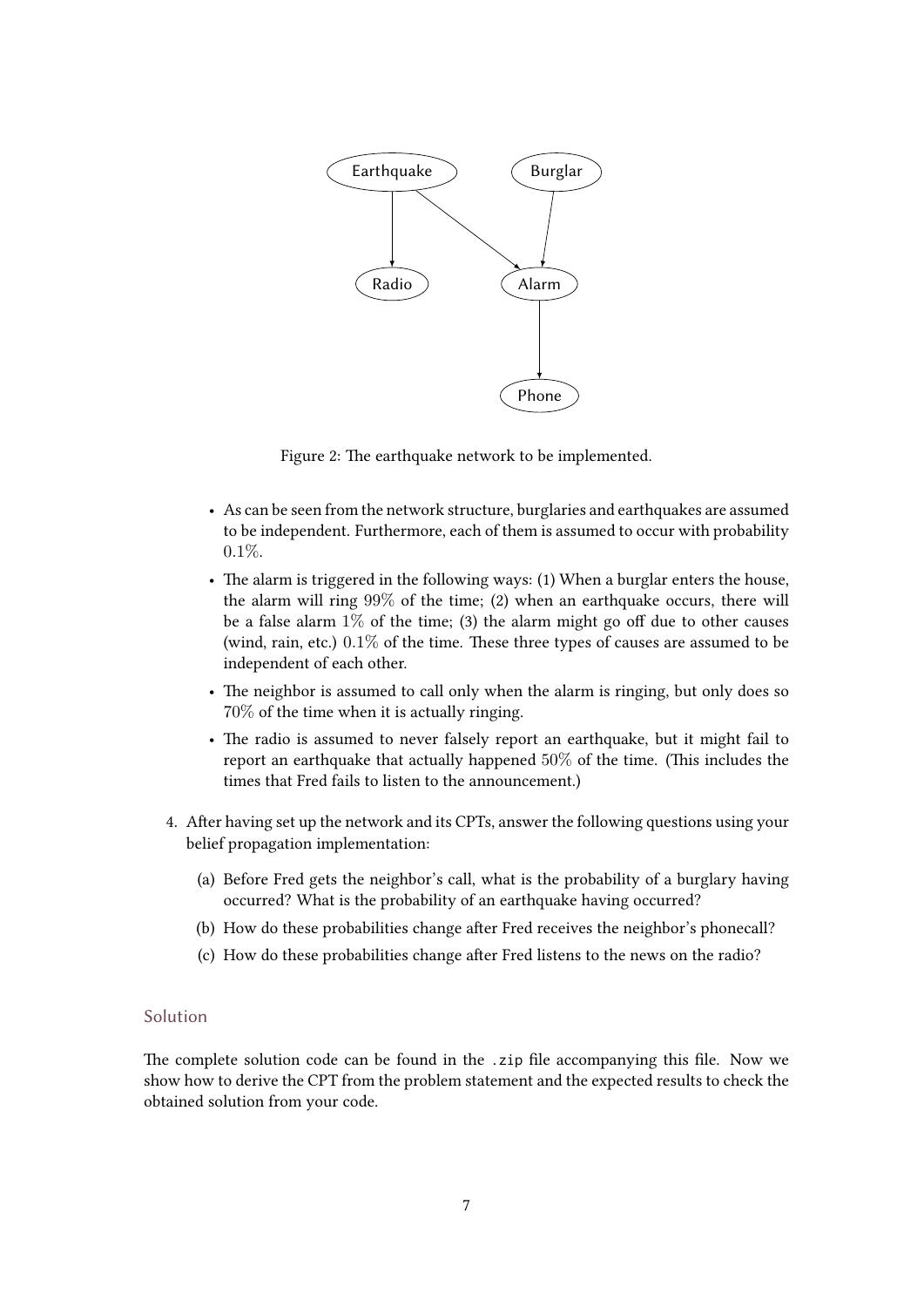Figure 2: The earthquake network to be implemented.

- As can be seen from the network structure, burglaries and earthquakes are assumed to be independent. Furthermore, each of them is assumed to occur with probability $0.1\%$.
- The alarm is triggered in the following ways: (1) When a burglar enters the house, the alarm will ring $99\%$ of the time; (2) when an earthquake occurs, there will be a false alarm $1\%$ of the time; (3) the alarm might go off due to other causes (wind, rain, etc.) $0.1\%$ of the time. These three types of causes are assumed to be independent of each other.
- The neighbor is assumed to call only when the alarm is ringing, but only does so $70\%$ of the time when it is actually ringing.
- The radio is assumed to never falsely report an earthquake, but it might fail to report an earthquake that actually happened $50\%$ of the time. (This includes the times that Fred fails to listen to the announcement.)

4. After having set up the network and its CPTs, answer the following questions using your belief propagation implementation:

   (a) Before Fred gets the neighbor's call, what is the probability of a burglary having occurred? What is the probability of an earthquake having occurred?

   (b) How do these probabilities change after Fred receives the neighbor's phonecall?

   (c) How do these probabilities change after Fred listens to the news on the radio?

## Solution

The complete solution code can be found in the .zip file accompanying this file. Now we show how to derive the CPT from the problem statement and the expected results to check the obtained solution from your code.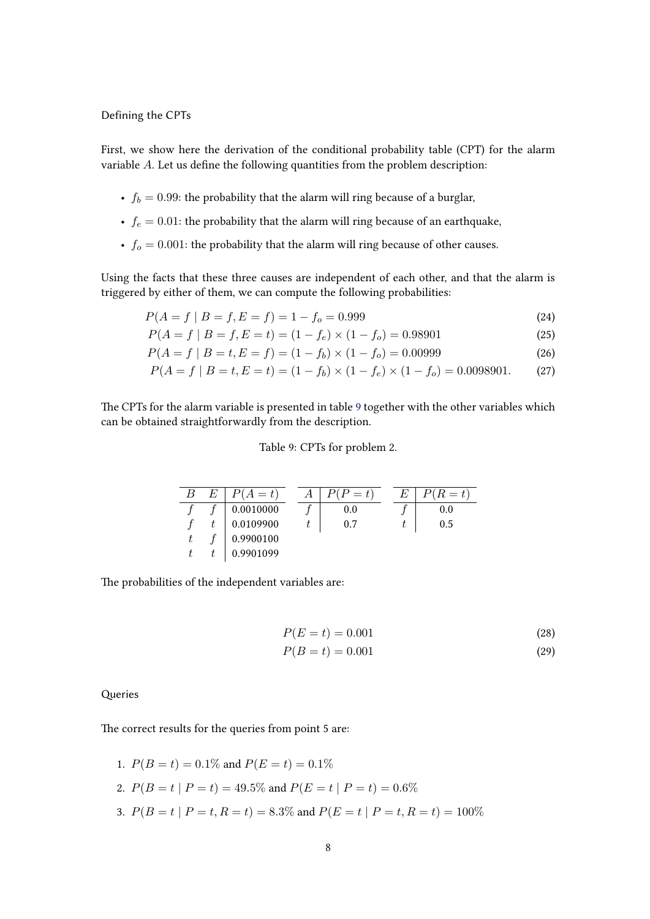Defining the CPTs

First, we show here the derivation of the conditional probability table (CPT) for the alarm variable $A$. Let us define the following quantities from the problem description:

- $f_b = 0.99$: the probability that the alarm will ring because of a burglar,
- $f_e = 0.01$: the probability that the alarm will ring because of an earthquake,
- $f_o = 0.001$: the probability that the alarm will ring because of other causes.

Using the facts that these three causes are independent of each other, and that the alarm is triggered by either of them, we can compute the following probabilities:

$$P(A = f \mid B = f, E = f) = 1 - f_o = 0.999 \tag{24}$$

$$P(A = f \mid B = f, E = t) = (1 - f_e) \times (1 - f_o) = 0.98901 \tag{25}$$

$$P(A = f \mid B = t, E = f) = (1 - f_b) \times (1 - f_o) = 0.00999 \tag{26}$$

$$P(A = f \mid B = t, E = t) = (1 - f_b) \times (1 - f_e) \times (1 - f_o) = 0.0098901. \tag{27}$$

The CPTs for the alarm variable is presented in table 9 together with the other variables which can be obtained straightforwardly from the description.

Table 9: CPTs for problem 2.

| $B$ | $E$ | $P(A = t)$ |
|---|---|---|
| $f$ | $f$ | 0.0010000 |
| $f$ | $t$ | 0.0109900 |
| $t$ | $f$ | 0.9900100 |
| $t$ | $t$ | 0.9901099 |

| $A$ | $P(P = t)$ |
|---|---|
| $f$ | 0.0 |
| $t$ | 0.7 |

| $E$ | $P(R = t)$ |
|---|---|
| $f$ | 0.0 |
| $t$ | 0.5 |

The probabilities of the independent variables are:

$$P(E = t) = 0.001 \tag{28}$$

$$P(B = t) = 0.001 \tag{29}$$

Queries

The correct results for the queries from point 5 are:

1. $P(B = t) = 0.1\%$ and $P(E = t) = 0.1\%$
2. $P(B = t \mid P = t) = 49.5\%$ and $P(E = t \mid P = t) = 0.6\%$
3. $P(B = t \mid P = t, R = t) = 8.3\%$ and $P(E = t \mid P = t, R = t) = 100\%$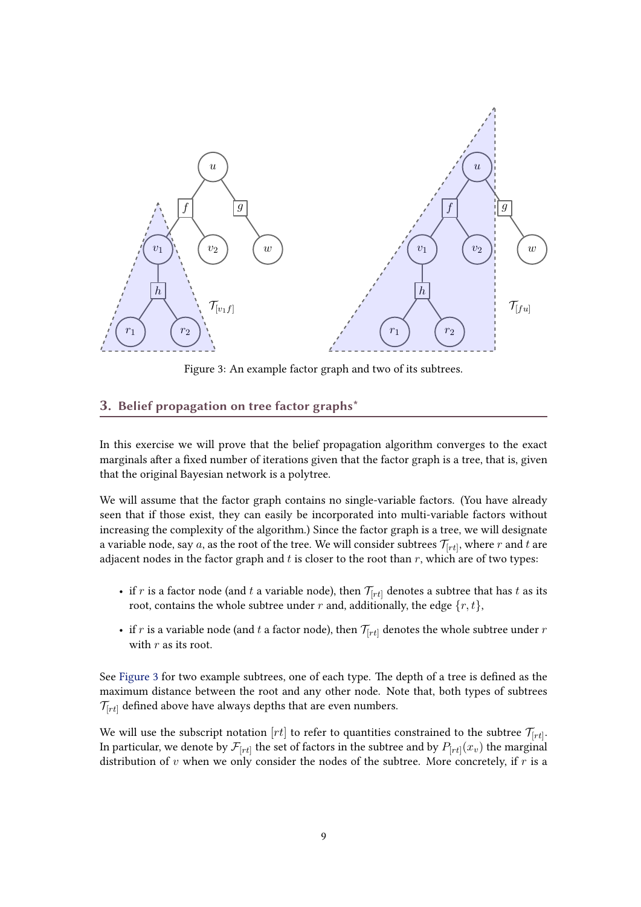Figure 3: An example factor graph and two of its subtrees.

## 3. Belief propagation on tree factor graphs*

In this exercise we will prove that the belief propagation algorithm converges to the exact marginals after a fixed number of iterations given that the factor graph is a tree, that is, given that the original Bayesian network is a polytree.

We will assume that the factor graph contains no single-variable factors. (You have already seen that if those exist, they can easily be incorporated into multi-variable factors without increasing the complexity of the algorithm.) Since the factor graph is a tree, we will designate a variable node, say $a$, as the root of the tree. We will consider subtrees $\mathcal{T}_{[rt]}$, where $r$ and $t$ are adjacent nodes in the factor graph and $t$ is closer to the root than $r$, which are of two types:

- if $r$ is a factor node (and $t$ a variable node), then $\mathcal{T}_{[rt]}$ denotes a subtree that has $t$ as its root, contains the whole subtree under $r$ and, additionally, the edge $\{r, t\}$,
- if $r$ is a variable node (and $t$ a factor node), then $\mathcal{T}_{[rt]}$ denotes the whole subtree under $r$ with $r$ as its root.

See Figure 3 for two example subtrees, one of each type. The depth of a tree is defined as the maximum distance between the root and any other node. Note that, both types of subtrees $\mathcal{T}_{[rt]}$ defined above have always depths that are even numbers.

We will use the subscript notation $[rt]$ to refer to quantities constrained to the subtree $\mathcal{T}_{[rt]}$. In particular, we denote by $\mathcal{F}_{[rt]}$ the set of factors in the subtree and by $P_{[rt]}(x_v)$ the marginal distribution of $v$ when we only consider the nodes of the subtree. More concretely, if $r$ is a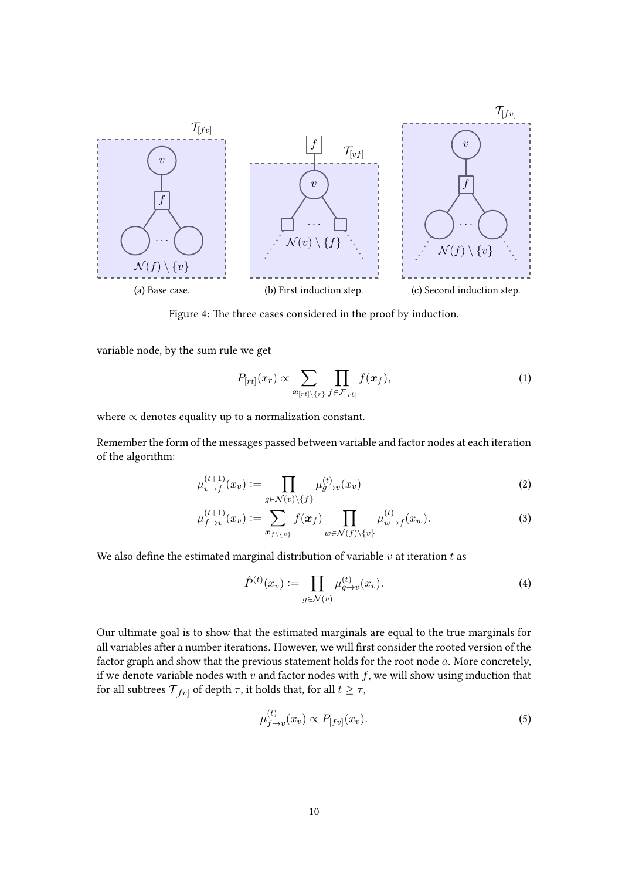(a) Base case.

(b) First induction step.

(c) Second induction step.

Figure 4: The three cases considered in the proof by induction.

variable node, by the sum rule we get

$$P_{[rt]}(x_r) \propto \sum_{\boldsymbol{x}_{[rt]\setminus\{r\}}} \prod_{f \in \mathcal{F}_{[rt]}} f(\boldsymbol{x}_f), \tag{1}$$

where $\propto$ denotes equality up to a normalization constant.

Remember the form of the messages passed between variable and factor nodes at each iteration of the algorithm:

$$\mu^{(t+1)}_{v \to f}(x_v) := \prod_{g \in \mathcal{N}(v)\setminus\{f\}} \mu^{(t)}_{g \to v}(x_v) \tag{2}$$

$$\mu^{(t+1)}_{f \to v}(x_v) := \sum_{\boldsymbol{x}_{f \setminus \{v\}}} f(\boldsymbol{x}_f) \prod_{w \in \mathcal{N}(f)\setminus\{v\}} \mu^{(t)}_{w \to f}(x_w). \tag{3}$$

We also define the estimated marginal distribution of variable $v$ at iteration $t$ as

$$\hat{P}^{(t)}(x_v) := \prod_{g \in \mathcal{N}(v)} \mu^{(t)}_{g \to v}(x_v). \tag{4}$$

Our ultimate goal is to show that the estimated marginals are equal to the true marginals for all variables after a number iterations. However, we will first consider the rooted version of the factor graph and show that the previous statement holds for the root node $a$. More concretely, if we denote variable nodes with $v$ and factor nodes with $f$, we will show using induction that for all subtrees $\mathcal{T}_{[fv]}$ of depth $\tau$, it holds that, for all $t \geq \tau$,

$$\mu^{(t)}_{f \to v}(x_v) \propto P_{[fv]}(x_v). \tag{5}$$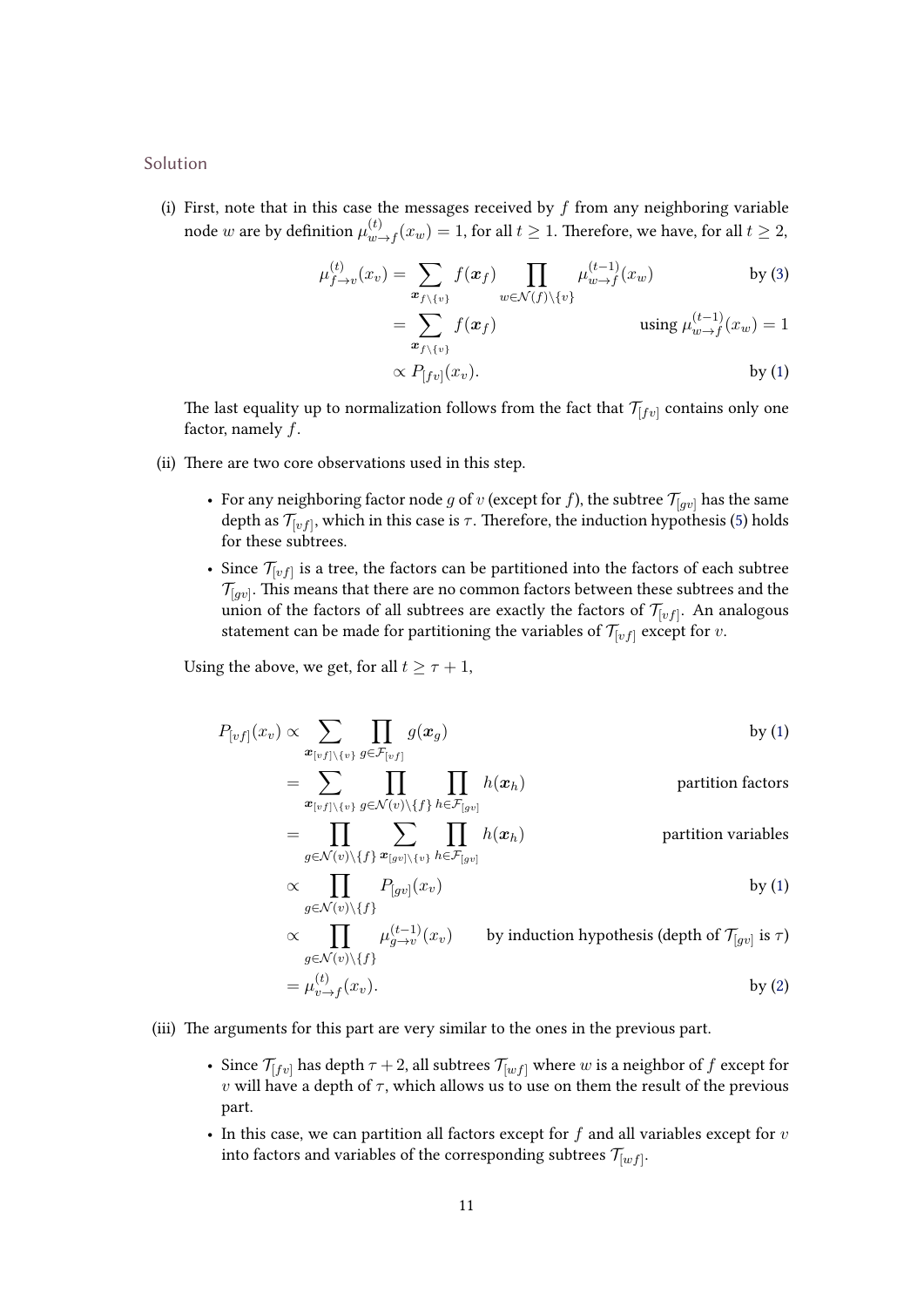Solution

(i) First, note that in this case the messages received by $f$ from any neighboring variable node $w$ are by definition $\mu^{(t)}_{w \to f}(x_w) = 1$, for all $t \geq 1$. Therefore, we have, for all $t \geq 2$,

$$
\begin{aligned}
\mu^{(t)}_{f \to v}(x_v) &= \sum_{\boldsymbol{x}_{f \setminus \{v\}}} f(\boldsymbol{x}_f) \prod_{w \in \mathcal{N}(f) \setminus \{v\}} \mu^{(t-1)}_{w \to f}(x_w) && \text{by (3)} \\
&= \sum_{\boldsymbol{x}_{f \setminus \{v\}}} f(\boldsymbol{x}_f) && \text{using } \mu^{(t-1)}_{w \to f}(x_w) = 1 \\
&\propto P_{[fv]}(x_v). && \text{by (1)}
\end{aligned}
$$

The last equality up to normalization follows from the fact that $\mathcal{T}_{[fv]}$ contains only one factor, namely $f$.

(ii) There are two core observations used in this step.

- For any neighboring factor node $g$ of $v$ (except for $f$), the subtree $\mathcal{T}_{[gv]}$ has the same depth as $\mathcal{T}_{[vf]}$, which in this case is $\tau$. Therefore, the induction hypothesis (5) holds for these subtrees.
- Since $\mathcal{T}_{[vf]}$ is a tree, the factors can be partitioned into the factors of each subtree $\mathcal{T}_{[gv]}$. This means that there are no common factors between these subtrees and the union of the factors of all subtrees are exactly the factors of $\mathcal{T}_{[vf]}$. An analogous statement can be made for partitioning the variables of $\mathcal{T}_{[vf]}$ except for $v$.

Using the above, we get, for all $t \geq \tau + 1$,

$$
\begin{aligned}
P_{[vf]}(x_v) &\propto \sum_{\boldsymbol{x}_{[vf] \setminus \{v\}}} \prod_{g \in \mathcal{F}_{[vf]}} g(\boldsymbol{x}_g) && \text{by (1)} \\
&= \sum_{\boldsymbol{x}_{[vf] \setminus \{v\}}} \prod_{g \in \mathcal{N}(v) \setminus \{f\}} \prod_{h \in \mathcal{F}_{[gv]}} h(\boldsymbol{x}_h) && \text{partition factors} \\
&= \prod_{g \in \mathcal{N}(v) \setminus \{f\}} \sum_{\boldsymbol{x}_{[gv] \setminus \{v\}}} \prod_{h \in \mathcal{F}_{[gv]}} h(\boldsymbol{x}_h) && \text{partition variables} \\
&\propto \prod_{g \in \mathcal{N}(v) \setminus \{f\}} P_{[gv]}(x_v) && \text{by (1)} \\
&\propto \prod_{g \in \mathcal{N}(v) \setminus \{f\}} \mu^{(t-1)}_{g \to v}(x_v) && \text{by induction hypothesis (depth of } \mathcal{T}_{[gv]} \text{ is } \tau) \\
&= \mu^{(t)}_{v \to f}(x_v). && \text{by (2)}
\end{aligned}
$$

(iii) The arguments for this part are very similar to the ones in the previous part.

- Since $\mathcal{T}_{[fv]}$ has depth $\tau + 2$, all subtrees $\mathcal{T}_{[wf]}$ where $w$ is a neighbor of $f$ except for $v$ will have a depth of $\tau$, which allows us to use on them the result of the previous part.
- In this case, we can partition all factors except for $f$ and all variables except for $v$ into factors and variables of the corresponding subtrees $\mathcal{T}_{[wf]}$.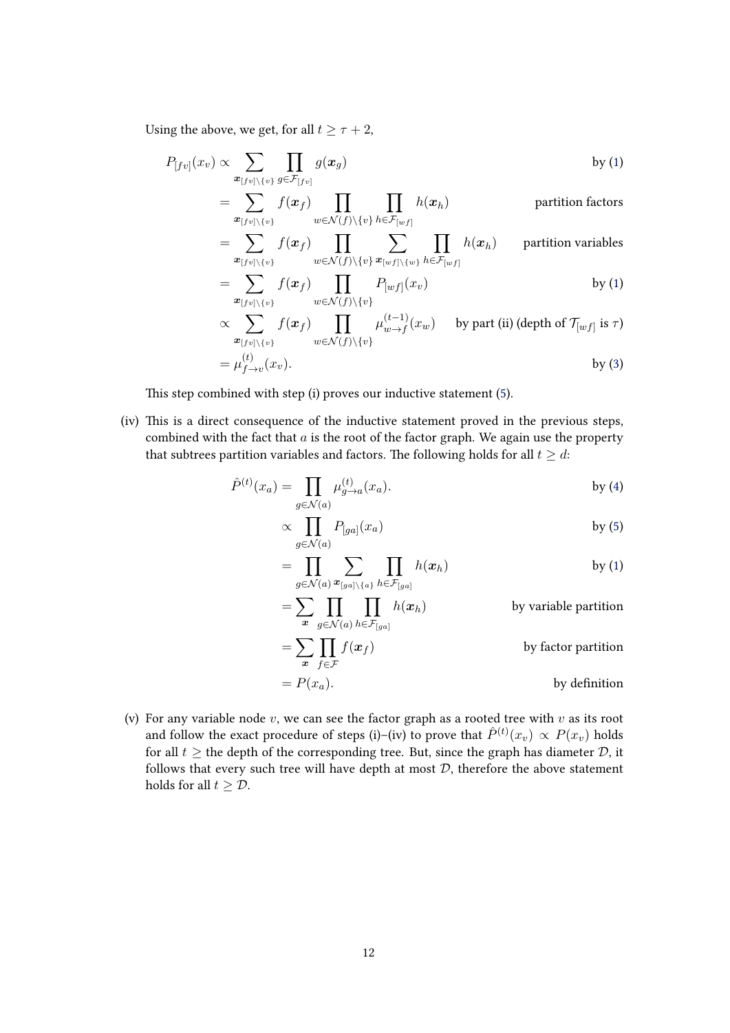Using the above, we get, for all $t \geq \tau + 2$,

$$
\begin{aligned}
P_{[fv]}(x_v) &\propto \sum_{\boldsymbol{x}_{[fv]\setminus\{v\}}} \prod_{g \in \mathcal{F}_{[fv]}} g(\boldsymbol{x}_g) && \text{by (1)} \\
&= \sum_{\boldsymbol{x}_{[fv]\setminus\{v\}}} f(\boldsymbol{x}_f) \prod_{w \in \mathcal{N}(f)\setminus\{v\}} \prod_{h \in \mathcal{F}_{[wf]}} h(\boldsymbol{x}_h) && \text{partition factors} \\
&= \sum_{\boldsymbol{x}_{[fv]\setminus\{v\}}} f(\boldsymbol{x}_f) \prod_{w \in \mathcal{N}(f)\setminus\{v\}} \sum_{\boldsymbol{x}_{[wf]\setminus\{w\}}} \prod_{h \in \mathcal{F}_{[wf]}} h(\boldsymbol{x}_h) && \text{partition variables} \\
&= \sum_{\boldsymbol{x}_{[fv]\setminus\{v\}}} f(\boldsymbol{x}_f) \prod_{w \in \mathcal{N}(f)\setminus\{v\}} P_{[wf]}(x_v) && \text{by (1)} \\
&\propto \sum_{\boldsymbol{x}_{[fv]\setminus\{v\}}} f(\boldsymbol{x}_f) \prod_{w \in \mathcal{N}(f)\setminus\{v\}} \mu_{w \to f}^{(t-1)}(x_w) && \text{by part (ii) (depth of } \mathcal{T}_{[wf]} \text{ is } \tau) \\
&= \mu_{f \to v}^{(t)}(x_v). && \text{by (3)}
\end{aligned}
$$

This step combined with step (i) proves our inductive statement (5).

(iv) This is a direct consequence of the inductive statement proved in the previous steps, combined with the fact that $a$ is the root of the factor graph. We again use the property that subtrees partition variables and factors. The following holds for all $t \geq d$:

$$
\begin{aligned}
\hat{P}^{(t)}(x_a) &= \prod_{g \in \mathcal{N}(a)} \mu_{g \to a}^{(t)}(x_a). && \text{by (4)} \\
&\propto \prod_{g \in \mathcal{N}(a)} P_{[ga]}(x_a) && \text{by (5)} \\
&= \prod_{g \in \mathcal{N}(a)} \sum_{\boldsymbol{x}_{[ga]\setminus\{a\}}} \prod_{h \in \mathcal{F}_{[ga]}} h(\boldsymbol{x}_h) && \text{by (1)} \\
&= \sum_{\boldsymbol{x}} \prod_{g \in \mathcal{N}(a)} \prod_{h \in \mathcal{F}_{[ga]}} h(\boldsymbol{x}_h) && \text{by variable partition} \\
&= \sum_{\boldsymbol{x}} \prod_{f \in \mathcal{F}} f(\boldsymbol{x}_f) && \text{by factor partition} \\
&= P(x_a). && \text{by definition}
\end{aligned}
$$

(v) For any variable node $v$, we can see the factor graph as a rooted tree with $v$ as its root and follow the exact procedure of steps (i)–(iv) to prove that $\hat{P}^{(t)}(x_v) \propto P(x_v)$ holds for all $t \geq$ the depth of the corresponding tree. But, since the graph has diameter $\mathcal{D}$, it follows that every such tree will have depth at most $\mathcal{D}$, therefore the above statement holds for all $t \geq \mathcal{D}$.